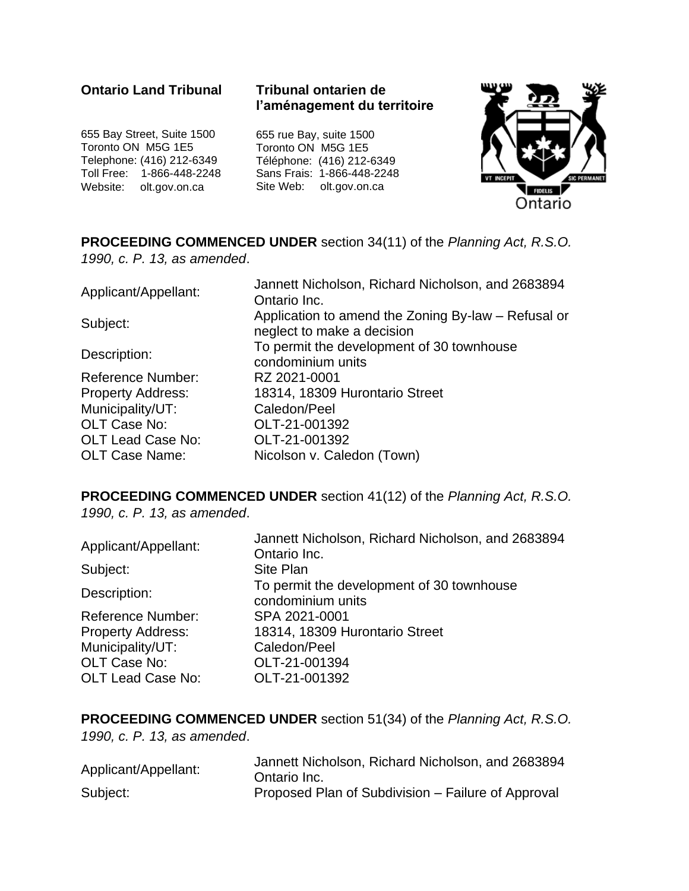**Ontario Land Tribunal**

655 Bay Street, Suite 1500
Toronto ON M5G 1E5
Telephone: (416) 212-6349
Toll Free: 1-866-448-2248
Website: olt.gov.on.ca

**Tribunal ontarien de l'aménagement du territoire**

655 rue Bay, suite 1500
Toronto ON M5G 1E5
Téléphone: (416) 212-6349
Sans Frais: 1-866-448-2248
Site Web: olt.gov.on.ca

**PROCEEDING COMMENCED UNDER** section 34(11) of the *Planning Act, R.S.O. 1990, c. P. 13, as amended*.

| | |
|---|---|
| Applicant/Appellant: | Jannett Nicholson, Richard Nicholson, and 2683894 Ontario Inc. |
| Subject: | Application to amend the Zoning By-law – Refusal or neglect to make a decision |
| Description: | To permit the development of 30 townhouse condominium units |
| Reference Number: | RZ 2021-0001 |
| Property Address: | 18314, 18309 Hurontario Street |
| Municipality/UT: | Caledon/Peel |
| OLT Case No: | OLT-21-001392 |
| OLT Lead Case No: | OLT-21-001392 |
| OLT Case Name: | Nicolson v. Caledon (Town) |

**PROCEEDING COMMENCED UNDER** section 41(12) of the *Planning Act, R.S.O. 1990, c. P. 13, as amended*.

| | |
|---|---|
| Applicant/Appellant: | Jannett Nicholson, Richard Nicholson, and 2683894 Ontario Inc. |
| Subject: | Site Plan |
| Description: | To permit the development of 30 townhouse condominium units |
| Reference Number: | SPA 2021-0001 |
| Property Address: | 18314, 18309 Hurontario Street |
| Municipality/UT: | Caledon/Peel |
| OLT Case No: | OLT-21-001394 |
| OLT Lead Case No: | OLT-21-001392 |

**PROCEEDING COMMENCED UNDER** section 51(34) of the *Planning Act, R.S.O. 1990, c. P. 13, as amended*.

| | |
|---|---|
| Applicant/Appellant: | Jannett Nicholson, Richard Nicholson, and 2683894 Ontario Inc. |
| Subject: | Proposed Plan of Subdivision – Failure of Approval |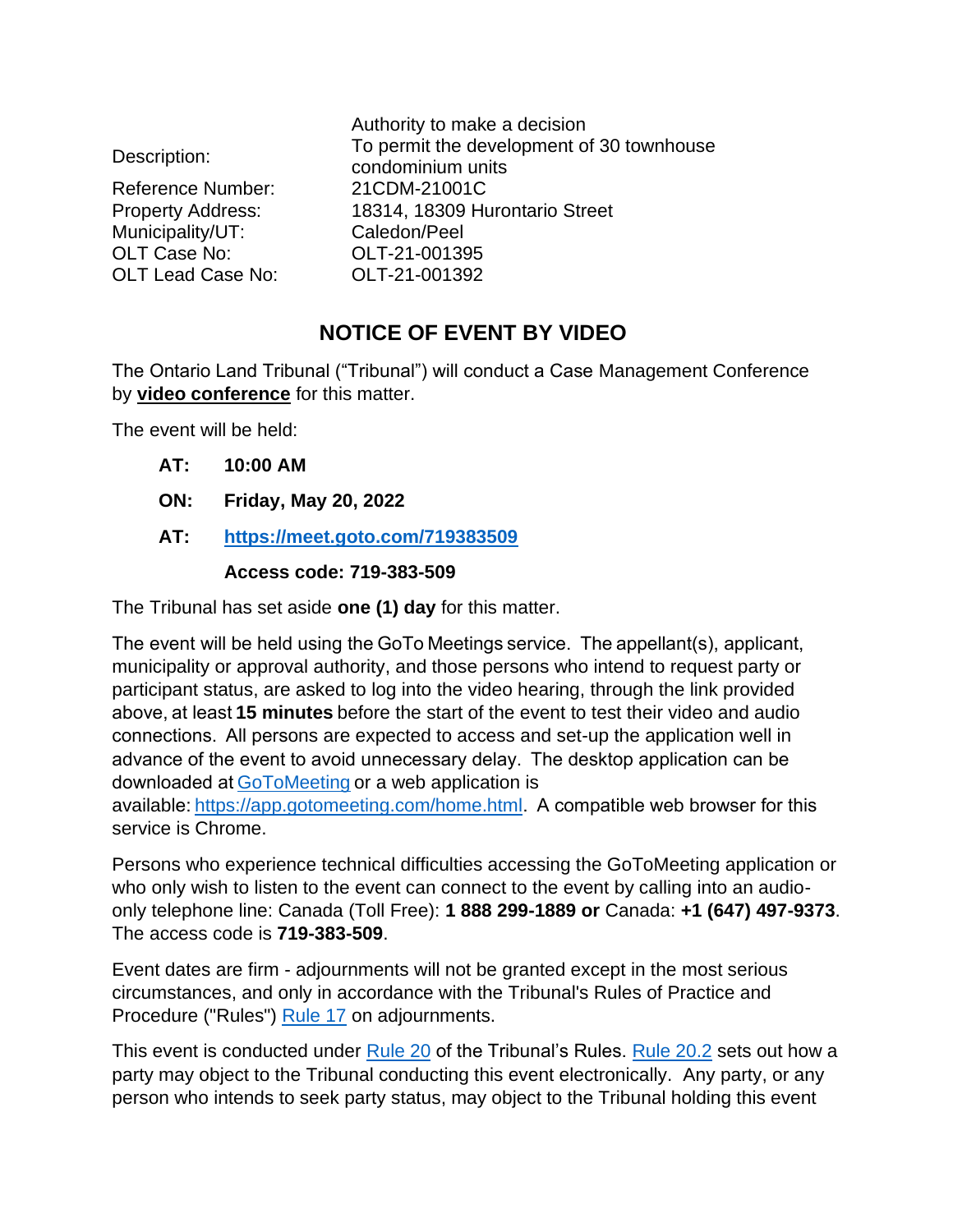| | |
|---|---|
| Description: | Authority to make a decision<br>To permit the development of 30 townhouse condominium units |
| Reference Number: | 21CDM-21001C |
| Property Address: | 18314, 18309 Hurontario Street |
| Municipality/UT: | Caledon/Peel |
| OLT Case No: | OLT-21-001395 |
| OLT Lead Case No: | OLT-21-001392 |

## NOTICE OF EVENT BY VIDEO

The Ontario Land Tribunal ("Tribunal") will conduct a Case Management Conference by **video conference** for this matter.

The event will be held:

**AT: 10:00 AM**

**ON: Friday, May 20, 2022**

**AT: https://meet.goto.com/719383509**

**Access code: 719-383-509**

The Tribunal has set aside **one (1) day** for this matter.

The event will be held using the GoTo Meetings service. The appellant(s), applicant, municipality or approval authority, and those persons who intend to request party or participant status, are asked to log into the video hearing, through the link provided above, at least **15 minutes** before the start of the event to test their video and audio connections. All persons are expected to access and set-up the application well in advance of the event to avoid unnecessary delay. The desktop application can be downloaded at GoToMeeting or a web application is available: https://app.gotomeeting.com/home.html. A compatible web browser for this service is Chrome.

Persons who experience technical difficulties accessing the GoToMeeting application or who only wish to listen to the event can connect to the event by calling into an audio-only telephone line: Canada (Toll Free): **1 888 299-1889 or** Canada: **+1 (647) 497-9373**. The access code is **719-383-509**.

Event dates are firm - adjournments will not be granted except in the most serious circumstances, and only in accordance with the Tribunal's Rules of Practice and Procedure ("Rules") Rule 17 on adjournments.

This event is conducted under Rule 20 of the Tribunal's Rules. Rule 20.2 sets out how a party may object to the Tribunal conducting this event electronically. Any party, or any person who intends to seek party status, may object to the Tribunal holding this event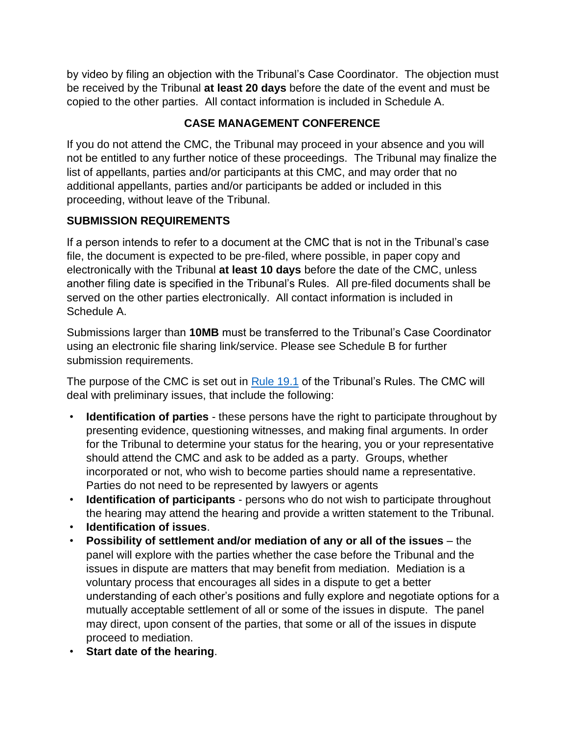by video by filing an objection with the Tribunal's Case Coordinator. The objection must be received by the Tribunal **at least 20 days** before the date of the event and must be copied to the other parties. All contact information is included in Schedule A.

## CASE MANAGEMENT CONFERENCE

If you do not attend the CMC, the Tribunal may proceed in your absence and you will not be entitled to any further notice of these proceedings. The Tribunal may finalize the list of appellants, parties and/or participants at this CMC, and may order that no additional appellants, parties and/or participants be added or included in this proceeding, without leave of the Tribunal.

### SUBMISSION REQUIREMENTS

If a person intends to refer to a document at the CMC that is not in the Tribunal's case file, the document is expected to be pre-filed, where possible, in paper copy and electronically with the Tribunal **at least 10 days** before the date of the CMC, unless another filing date is specified in the Tribunal's Rules. All pre-filed documents shall be served on the other parties electronically. All contact information is included in Schedule A.

Submissions larger than **10MB** must be transferred to the Tribunal's Case Coordinator using an electronic file sharing link/service. Please see Schedule B for further submission requirements.

The purpose of the CMC is set out in Rule 19.1 of the Tribunal's Rules. The CMC will deal with preliminary issues, that include the following:

- **Identification of parties** - these persons have the right to participate throughout by presenting evidence, questioning witnesses, and making final arguments. In order for the Tribunal to determine your status for the hearing, you or your representative should attend the CMC and ask to be added as a party. Groups, whether incorporated or not, who wish to become parties should name a representative. Parties do not need to be represented by lawyers or agents
- **Identification of participants** - persons who do not wish to participate throughout the hearing may attend the hearing and provide a written statement to the Tribunal.
- **Identification of issues**.
- **Possibility of settlement and/or mediation of any or all of the issues** – the panel will explore with the parties whether the case before the Tribunal and the issues in dispute are matters that may benefit from mediation. Mediation is a voluntary process that encourages all sides in a dispute to get a better understanding of each other's positions and fully explore and negotiate options for a mutually acceptable settlement of all or some of the issues in dispute. The panel may direct, upon consent of the parties, that some or all of the issues in dispute proceed to mediation.
- **Start date of the hearing**.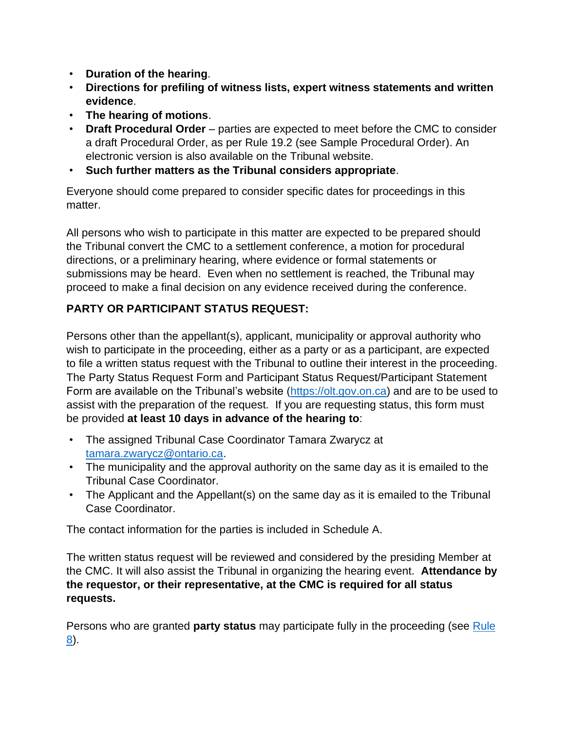- **Duration of the hearing**.
- **Directions for prefiling of witness lists, expert witness statements and written evidence**.
- **The hearing of motions**.
- **Draft Procedural Order** – parties are expected to meet before the CMC to consider a draft Procedural Order, as per Rule 19.2 (see Sample Procedural Order). An electronic version is also available on the Tribunal website.
- **Such further matters as the Tribunal considers appropriate**.

Everyone should come prepared to consider specific dates for proceedings in this matter.

All persons who wish to participate in this matter are expected to be prepared should the Tribunal convert the CMC to a settlement conference, a motion for procedural directions, or a preliminary hearing, where evidence or formal statements or submissions may be heard. Even when no settlement is reached, the Tribunal may proceed to make a final decision on any evidence received during the conference.

**PARTY OR PARTICIPANT STATUS REQUEST:**

Persons other than the appellant(s), applicant, municipality or approval authority who wish to participate in the proceeding, either as a party or as a participant, are expected to file a written status request with the Tribunal to outline their interest in the proceeding. The Party Status Request Form and Participant Status Request/Participant Statement Form are available on the Tribunal's website ([https://olt.gov.on.ca](https://olt.gov.on.ca)) and are to be used to assist with the preparation of the request. If you are requesting status, this form must be provided **at least 10 days in advance of the hearing to**:

- The assigned Tribunal Case Coordinator Tamara Zwarycz at [tamara.zwarycz@ontario.ca](mailto:tamara.zwarycz@ontario.ca).
- The municipality and the approval authority on the same day as it is emailed to the Tribunal Case Coordinator.
- The Applicant and the Appellant(s) on the same day as it is emailed to the Tribunal Case Coordinator.

The contact information for the parties is included in Schedule A.

The written status request will be reviewed and considered by the presiding Member at the CMC. It will also assist the Tribunal in organizing the hearing event. **Attendance by the requestor, or their representative, at the CMC is required for all status requests.**

Persons who are granted **party status** may participate fully in the proceeding (see Rule 8).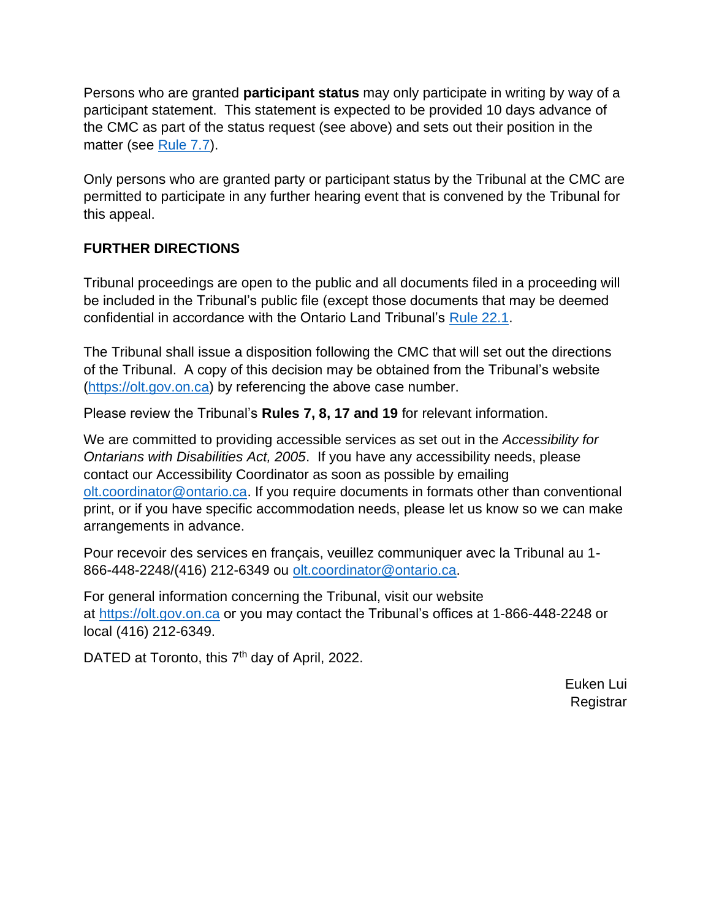Persons who are granted **participant status** may only participate in writing by way of a participant statement. This statement is expected to be provided 10 days advance of the CMC as part of the status request (see above) and sets out their position in the matter (see [Rule 7.7](Rule 7.7)).

Only persons who are granted party or participant status by the Tribunal at the CMC are permitted to participate in any further hearing event that is convened by the Tribunal for this appeal.

**FURTHER DIRECTIONS**

Tribunal proceedings are open to the public and all documents filed in a proceeding will be included in the Tribunal's public file (except those documents that may be deemed confidential in accordance with the Ontario Land Tribunal's Rule 22.1.

The Tribunal shall issue a disposition following the CMC that will set out the directions of the Tribunal. A copy of this decision may be obtained from the Tribunal's website (https://olt.gov.on.ca) by referencing the above case number.

Please review the Tribunal's **Rules 7, 8, 17 and 19** for relevant information.

We are committed to providing accessible services as set out in the *Accessibility for Ontarians with Disabilities Act, 2005*. If you have any accessibility needs, please contact our Accessibility Coordinator as soon as possible by emailing olt.coordinator@ontario.ca. If you require documents in formats other than conventional print, or if you have specific accommodation needs, please let us know so we can make arrangements in advance.

Pour recevoir des services en français, veuillez communiquer avec la Tribunal au 1-866-448-2248/(416) 212-6349 ou olt.coordinator@ontario.ca.

For general information concerning the Tribunal, visit our website at https://olt.gov.on.ca or you may contact the Tribunal's offices at 1-866-448-2248 or local (416) 212-6349.

DATED at Toronto, this 7th day of April, 2022.

Euken Lui
Registrar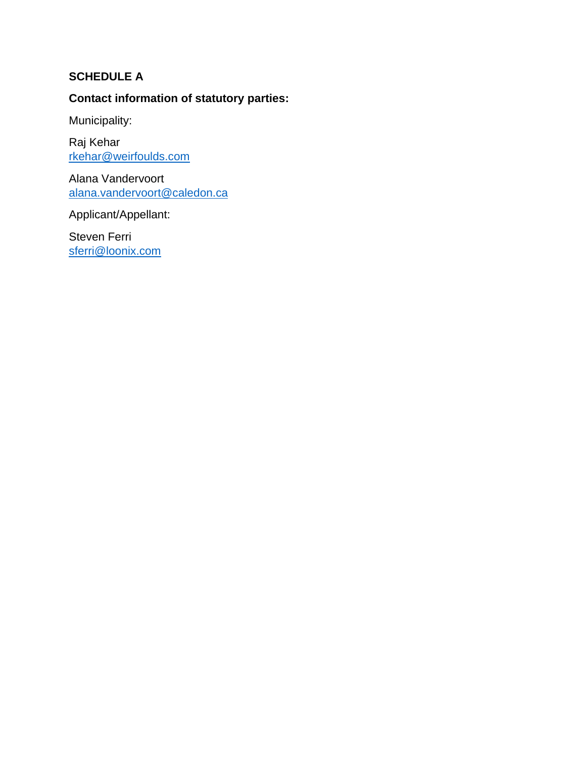**SCHEDULE A**

**Contact information of statutory parties:**

Municipality:

Raj Kehar
rkehar@weirfoulds.com

Alana Vandervoort
alana.vandervoort@caledon.ca

Applicant/Appellant:

Steven Ferri
sferri@loonix.com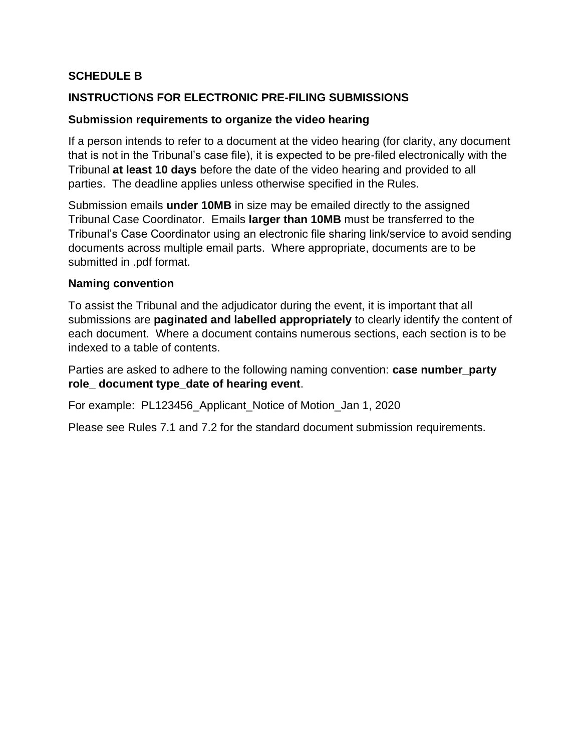## SCHEDULE B

## INSTRUCTIONS FOR ELECTRONIC PRE-FILING SUBMISSIONS

### Submission requirements to organize the video hearing

If a person intends to refer to a document at the video hearing (for clarity, any document that is not in the Tribunal's case file), it is expected to be pre-filed electronically with the Tribunal **at least 10 days** before the date of the video hearing and provided to all parties. The deadline applies unless otherwise specified in the Rules.

Submission emails **under 10MB** in size may be emailed directly to the assigned Tribunal Case Coordinator. Emails **larger than 10MB** must be transferred to the Tribunal's Case Coordinator using an electronic file sharing link/service to avoid sending documents across multiple email parts. Where appropriate, documents are to be submitted in .pdf format.

### Naming convention

To assist the Tribunal and the adjudicator during the event, it is important that all submissions are **paginated and labelled appropriately** to clearly identify the content of each document. Where a document contains numerous sections, each section is to be indexed to a table of contents.

Parties are asked to adhere to the following naming convention: **case number_party role_ document type_date of hearing event**.

For example: PL123456_Applicant_Notice of Motion_Jan 1, 2020

Please see Rules 7.1 and 7.2 for the standard document submission requirements.